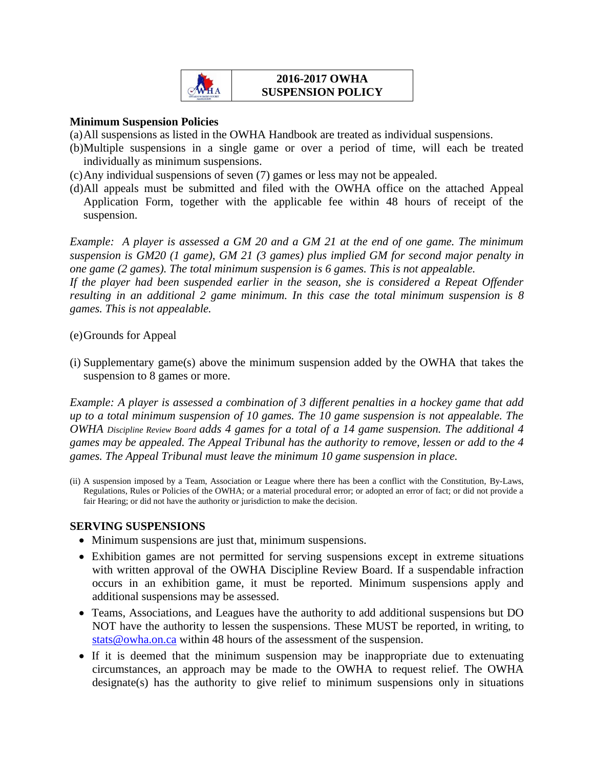# 2016-2017 OWHA SUSPENSION POLICY

**Minimum Suspension Policies**

(a) All suspensions as listed in the OWHA Handbook are treated as individual suspensions.

(b) Multiple suspensions in a single game or over a period of time, will each be treated individually as minimum suspensions.

(c) Any individual suspensions of seven (7) games or less may not be appealed.

(d) All appeals must be submitted and filed with the OWHA office on the attached Appeal Application Form, together with the applicable fee within 48 hours of receipt of the suspension.

*Example: A player is assessed a GM 20 and a GM 21 at the end of one game. The minimum suspension is GM20 (1 game), GM 21 (3 games) plus implied GM for second major penalty in one game (2 games). The total minimum suspension is 6 games. This is not appealable.*
*If the player had been suspended earlier in the season, she is considered a Repeat Offender resulting in an additional 2 game minimum. In this case the total minimum suspension is 8 games. This is not appealable.*

(e) Grounds for Appeal

(i) Supplementary game(s) above the minimum suspension added by the OWHA that takes the suspension to 8 games or more.

*Example: A player is assessed a combination of 3 different penalties in a hockey game that add up to a total minimum suspension of 10 games. The 10 game suspension is not appealable. The OWHA Discipline Review Board adds 4 games for a total of a 14 game suspension. The additional 4 games may be appealed. The Appeal Tribunal has the authority to remove, lessen or add to the 4 games. The Appeal Tribunal must leave the minimum 10 game suspension in place.*

(ii) A suspension imposed by a Team, Association or League where there has been a conflict with the Constitution, By-Laws, Regulations, Rules or Policies of the OWHA; or a material procedural error; or adopted an error of fact; or did not provide a fair Hearing; or did not have the authority or jurisdiction to make the decision.

## SERVING SUSPENSIONS

- Minimum suspensions are just that, minimum suspensions.
- Exhibition games are not permitted for serving suspensions except in extreme situations with written approval of the OWHA Discipline Review Board. If a suspendable infraction occurs in an exhibition game, it must be reported. Minimum suspensions apply and additional suspensions may be assessed.
- Teams, Associations, and Leagues have the authority to add additional suspensions but DO NOT have the authority to lessen the suspensions. These MUST be reported, in writing, to stats@owha.on.ca within 48 hours of the assessment of the suspension.
- If it is deemed that the minimum suspension may be inappropriate due to extenuating circumstances, an approach may be made to the OWHA to request relief. The OWHA designate(s) has the authority to give relief to minimum suspensions only in situations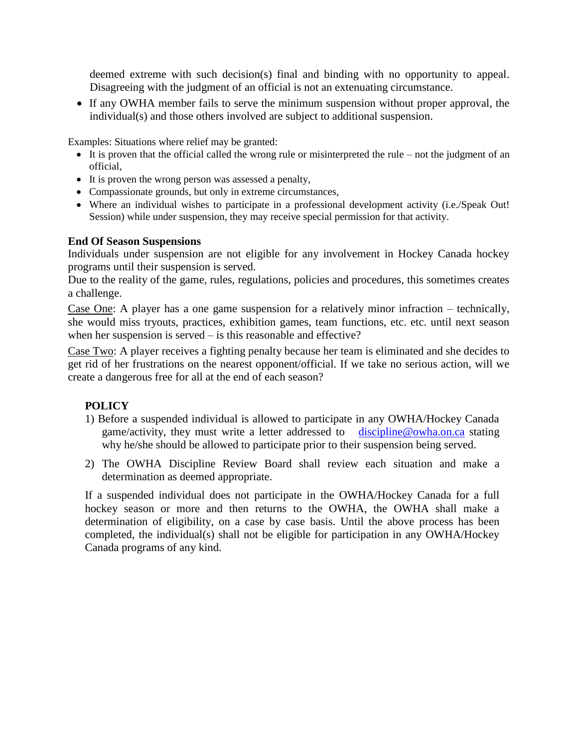deemed extreme with such decision(s) final and binding with no opportunity to appeal. Disagreeing with the judgment of an official is not an extenuating circumstance.

- If any OWHA member fails to serve the minimum suspension without proper approval, the individual(s) and those others involved are subject to additional suspension.

Examples: Situations where relief may be granted:

- It is proven that the official called the wrong rule or misinterpreted the rule – not the judgment of an official,
- It is proven the wrong person was assessed a penalty,
- Compassionate grounds, but only in extreme circumstances,
- Where an individual wishes to participate in a professional development activity (i.e./Speak Out! Session) while under suspension, they may receive special permission for that activity.

**End Of Season Suspensions**

Individuals under suspension are not eligible for any involvement in Hockey Canada hockey programs until their suspension is served.

Due to the reality of the game, rules, regulations, policies and procedures, this sometimes creates a challenge.

<u>Case One</u>: A player has a one game suspension for a relatively minor infraction – technically, she would miss tryouts, practices, exhibition games, team functions, etc. etc. until next season when her suspension is served – is this reasonable and effective?

<u>Case Two</u>: A player receives a fighting penalty because her team is eliminated and she decides to get rid of her frustrations on the nearest opponent/official. If we take no serious action, will we create a dangerous free for all at the end of each season?

**POLICY**

1) Before a suspended individual is allowed to participate in any OWHA/Hockey Canada game/activity, they must write a letter addressed to discipline@owha.on.ca stating why he/she should be allowed to participate prior to their suspension being served.
2) The OWHA Discipline Review Board shall review each situation and make a determination as deemed appropriate.

If a suspended individual does not participate in the OWHA/Hockey Canada for a full hockey season or more and then returns to the OWHA, the OWHA shall make a determination of eligibility, on a case by case basis. Until the above process has been completed, the individual(s) shall not be eligible for participation in any OWHA/Hockey Canada programs of any kind.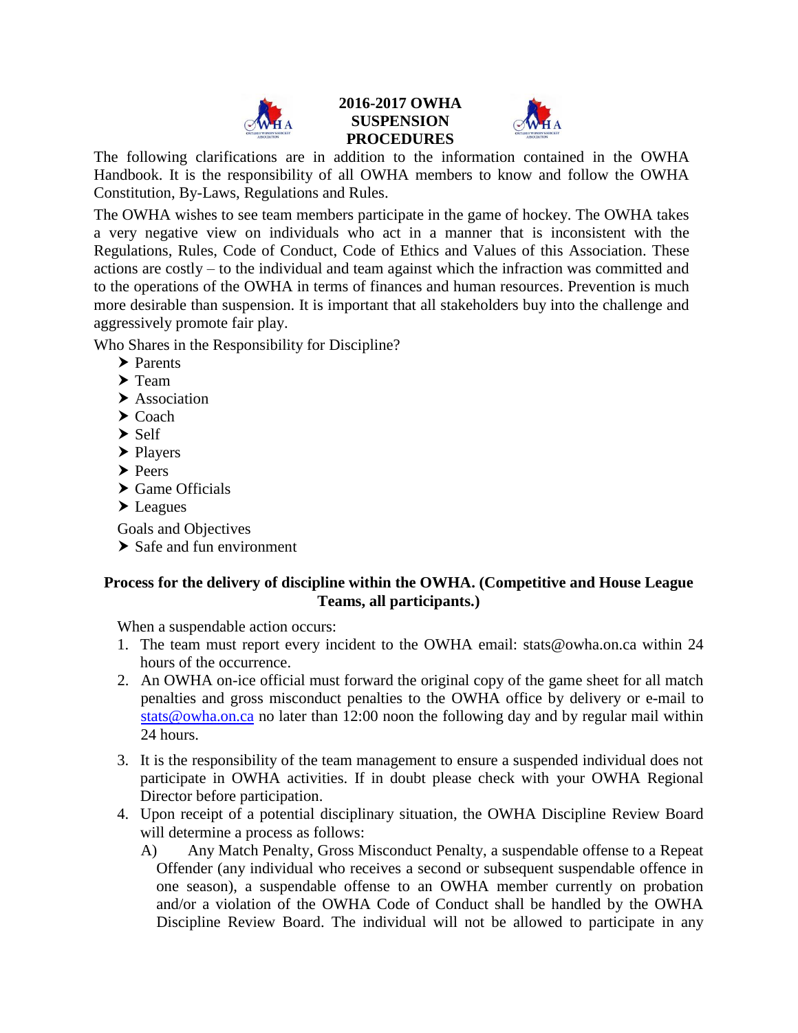# 2016-2017 OWHA SUSPENSION PROCEDURES

The following clarifications are in addition to the information contained in the OWHA Handbook. It is the responsibility of all OWHA members to know and follow the OWHA Constitution, By-Laws, Regulations and Rules.

The OWHA wishes to see team members participate in the game of hockey. The OWHA takes a very negative view on individuals who act in a manner that is inconsistent with the Regulations, Rules, Code of Conduct, Code of Ethics and Values of this Association. These actions are costly – to the individual and team against which the infraction was committed and to the operations of the OWHA in terms of finances and human resources. Prevention is much more desirable than suspension. It is important that all stakeholders buy into the challenge and aggressively promote fair play.

Who Shares in the Responsibility for Discipline?

- Parents
- Team
- Association
- Coach
- Self
- Players
- Peers
- Game Officials
- Leagues

Goals and Objectives

- Safe and fun environment

**Process for the delivery of discipline within the OWHA. (Competitive and House League Teams, all participants.)**

When a suspendable action occurs:

1. The team must report every incident to the OWHA email: stats@owha.on.ca within 24 hours of the occurrence.
2. An OWHA on-ice official must forward the original copy of the game sheet for all match penalties and gross misconduct penalties to the OWHA office by delivery or e-mail to stats@owha.on.ca no later than 12:00 noon the following day and by regular mail within 24 hours.
3. It is the responsibility of the team management to ensure a suspended individual does not participate in OWHA activities. If in doubt please check with your OWHA Regional Director before participation.
4. Upon receipt of a potential disciplinary situation, the OWHA Discipline Review Board will determine a process as follows:
   A) Any Match Penalty, Gross Misconduct Penalty, a suspendable offense to a Repeat Offender (any individual who receives a second or subsequent suspendable offence in one season), a suspendable offense to an OWHA member currently on probation and/or a violation of the OWHA Code of Conduct shall be handled by the OWHA Discipline Review Board. The individual will not be allowed to participate in any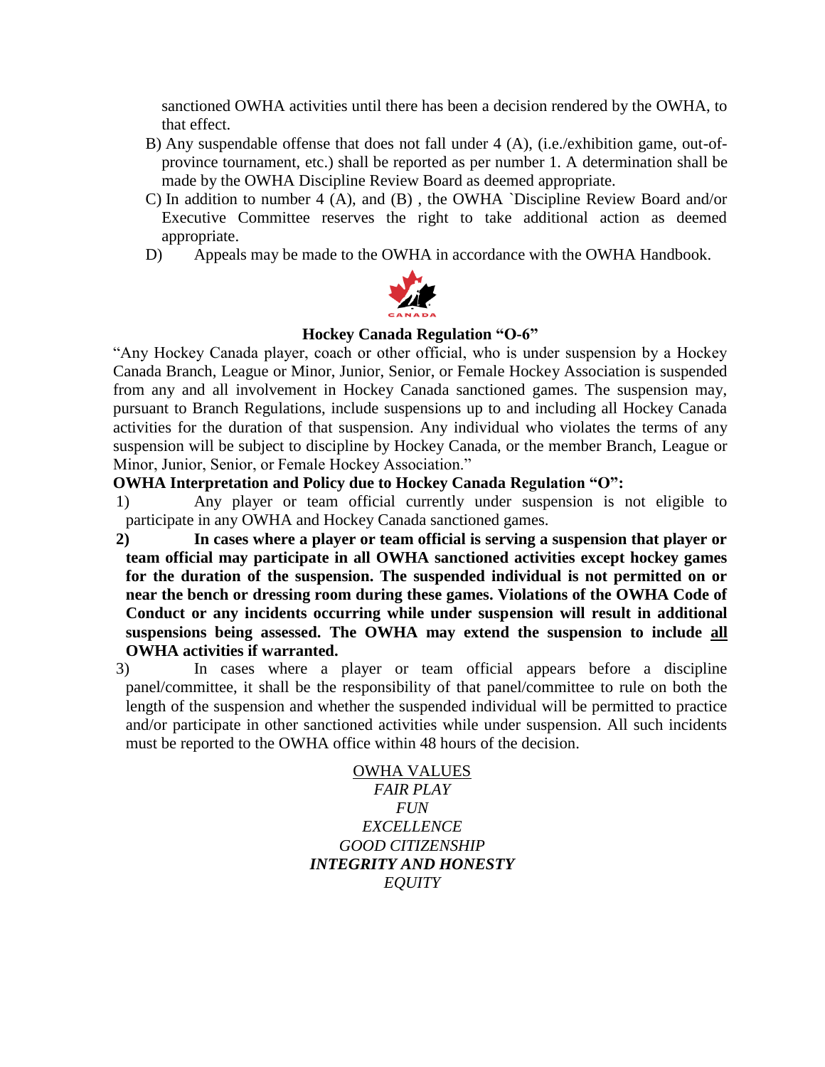sanctioned OWHA activities until there has been a decision rendered by the OWHA, to that effect.

B) Any suspendable offense that does not fall under 4 (A), (i.e./exhibition game, out-of-province tournament, etc.) shall be reported as per number 1. A determination shall be made by the OWHA Discipline Review Board as deemed appropriate.

C) In addition to number 4 (A), and (B) , the OWHA `Discipline Review Board and/or Executive Committee reserves the right to take additional action as deemed appropriate.

D) Appeals may be made to the OWHA in accordance with the OWHA Handbook.

### Hockey Canada Regulation "O-6"

"Any Hockey Canada player, coach or other official, who is under suspension by a Hockey Canada Branch, League or Minor, Junior, Senior, or Female Hockey Association is suspended from any and all involvement in Hockey Canada sanctioned games. The suspension may, pursuant to Branch Regulations, include suspensions up to and including all Hockey Canada activities for the duration of that suspension. Any individual who violates the terms of any suspension will be subject to discipline by Hockey Canada, or the member Branch, League or Minor, Junior, Senior, or Female Hockey Association."

**OWHA Interpretation and Policy due to Hockey Canada Regulation "O":**

1) Any player or team official currently under suspension is not eligible to participate in any OWHA and Hockey Canada sanctioned games.

**2) In cases where a player or team official is serving a suspension that player or team official may participate in all OWHA sanctioned activities except hockey games for the duration of the suspension. The suspended individual is not permitted on or near the bench or dressing room during these games. Violations of the OWHA Code of Conduct or any incidents occurring while under suspension will result in additional suspensions being assessed. The OWHA may extend the suspension to include <u>all</u> OWHA activities if warranted.**

3) In cases where a player or team official appears before a discipline panel/committee, it shall be the responsibility of that panel/committee to rule on both the length of the suspension and whether the suspended individual will be permitted to practice and/or participate in other sanctioned activities while under suspension. All such incidents must be reported to the OWHA office within 48 hours of the decision.

<u>OWHA VALUES</u>

*FAIR PLAY*

*FUN*

*EXCELLENCE*

*GOOD CITIZENSHIP*

***INTEGRITY AND HONESTY***

*EQUITY*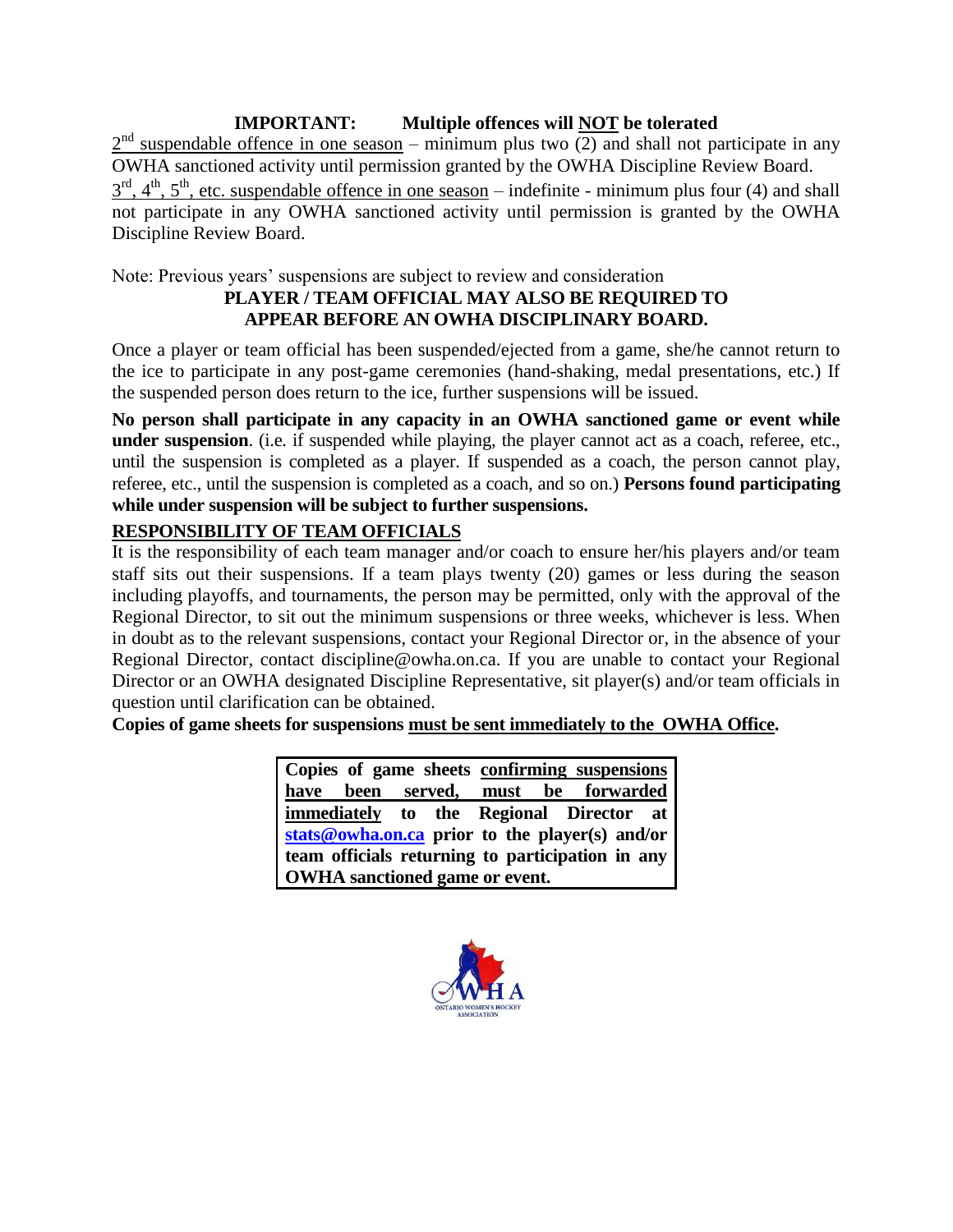**IMPORTANT: Multiple offences will NOT be tolerated**

2nd suspendable offence in one season – minimum plus two (2) and shall not participate in any OWHA sanctioned activity until permission granted by the OWHA Discipline Review Board.

3rd, 4th, 5th, etc. suspendable offence in one season – indefinite - minimum plus four (4) and shall not participate in any OWHA sanctioned activity until permission is granted by the OWHA Discipline Review Board.

Note: Previous years' suspensions are subject to review and consideration

**PLAYER / TEAM OFFICIAL MAY ALSO BE REQUIRED TO APPEAR BEFORE AN OWHA DISCIPLINARY BOARD.**

Once a player or team official has been suspended/ejected from a game, she/he cannot return to the ice to participate in any post-game ceremonies (hand-shaking, medal presentations, etc.) If the suspended person does return to the ice, further suspensions will be issued.

**No person shall participate in any capacity in an OWHA sanctioned game or event while under suspension**. (i.e. if suspended while playing, the player cannot act as a coach, referee, etc., until the suspension is completed as a player. If suspended as a coach, the person cannot play, referee, etc., until the suspension is completed as a coach, and so on.) **Persons found participating while under suspension will be subject to further suspensions.**

## RESPONSIBILITY OF TEAM OFFICIALS

It is the responsibility of each team manager and/or coach to ensure her/his players and/or team staff sits out their suspensions. If a team plays twenty (20) games or less during the season including playoffs, and tournaments, the person may be permitted, only with the approval of the Regional Director, to sit out the minimum suspensions or three weeks, whichever is less. When in doubt as to the relevant suspensions, contact your Regional Director or, in the absence of your Regional Director, contact discipline@owha.on.ca. If you are unable to contact your Regional Director or an OWHA designated Discipline Representative, sit player(s) and/or team officials in question until clarification can be obtained.

**Copies of game sheets for suspensions must be sent immediately to the OWHA Office.**

**Copies of game sheets confirming suspensions have been served, must be forwarded immediately to the Regional Director at stats@owha.on.ca prior to the player(s) and/or team officials returning to participation in any OWHA sanctioned game or event.**